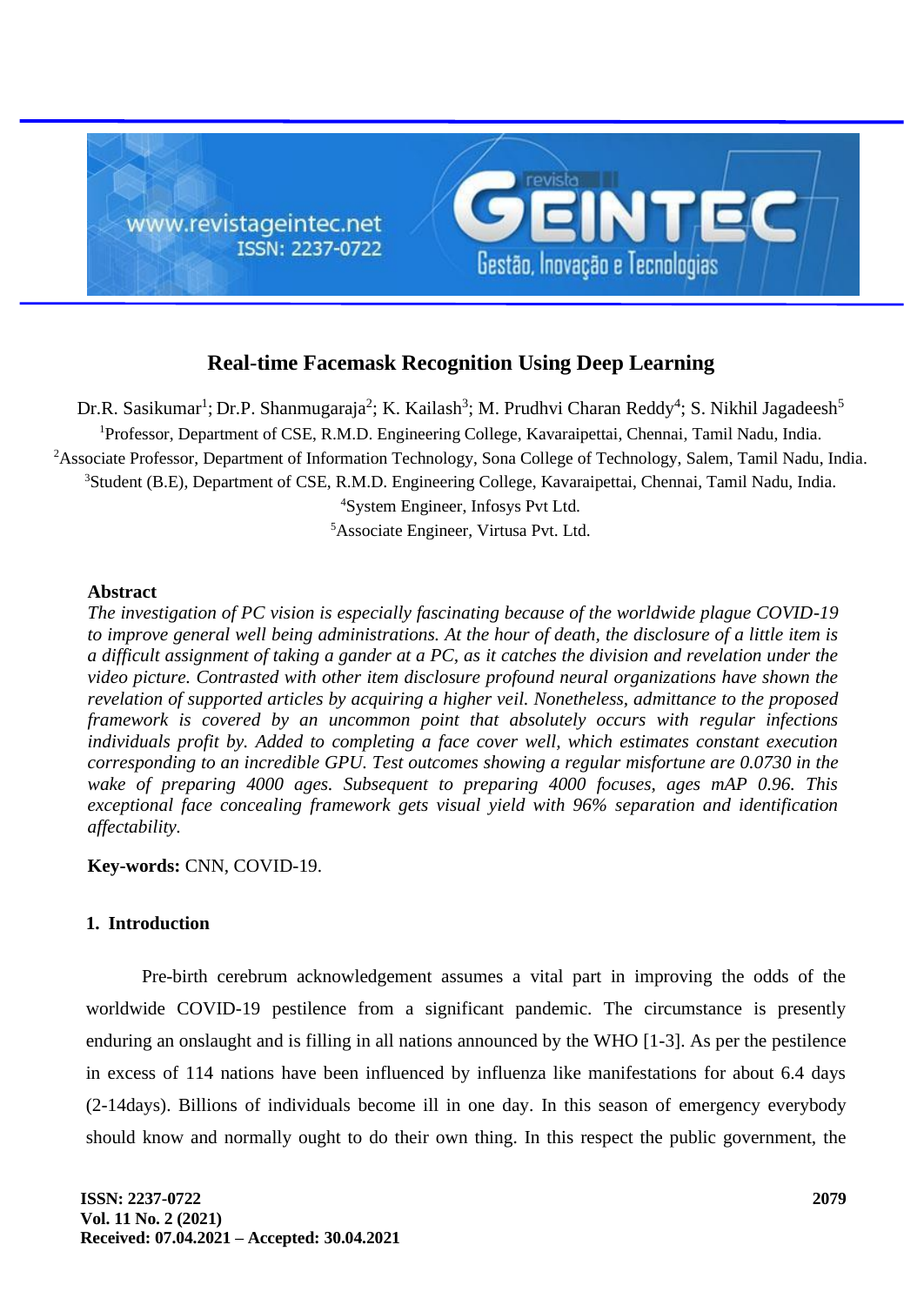# Real-time Facemask Recognition Using Deep Learning

Dr.R. Sasikumar[1]; Dr.P. Shanmugaraja[2]; K. Kailash[3]; M. Prudhvi Charan Reddy[4]; S. Nikhil Jagadeesh[5]

[1]Professor, Department of CSE, R.M.D. Engineering College, Kavaraipettai, Chennai, Tamil Nadu, India.
[2]Associate Professor, Department of Information Technology, Sona College of Technology, Salem, Tamil Nadu, India.
[3]Student (B.E), Department of CSE, R.M.D. Engineering College, Kavaraipettai, Chennai, Tamil Nadu, India.
[4]System Engineer, Infosys Pvt Ltd.
[5]Associate Engineer, Virtusa Pvt. Ltd.

## Abstract

*The investigation of PC vision is especially fascinating because of the worldwide plague COVID-19 to improve general well being administrations. At the hour of death, the disclosure of a little item is a difficult assignment of taking a gander at a PC, as it catches the division and revelation under the video picture. Contrasted with other item disclosure profound neural organizations have shown the revelation of supported articles by acquiring a higher veil. Nonetheless, admittance to the proposed framework is covered by an uncommon point that absolutely occurs with regular infections individuals profit by. Added to completing a face cover well, which estimates constant execution corresponding to an incredible GPU. Test outcomes showing a regular misfortune are 0.0730 in the wake of preparing 4000 ages. Subsequent to preparing 4000 focuses, ages mAP 0.96. This exceptional face concealing framework gets visual yield with 96% separation and identification affectability.*

**Key-words:** CNN, COVID-19.

## 1. Introduction

Pre-birth cerebrum acknowledgement assumes a vital part in improving the odds of the worldwide COVID-19 pestilence from a significant pandemic. The circumstance is presently enduring an onslaught and is filling in all nations announced by the WHO [1-3]. As per the pestilence in excess of 114 nations have been influenced by influenza like manifestations for about 6.4 days (2-14days). Billions of individuals become ill in one day. In this season of emergency everybody should know and normally ought to do their own thing. In this respect the public government, the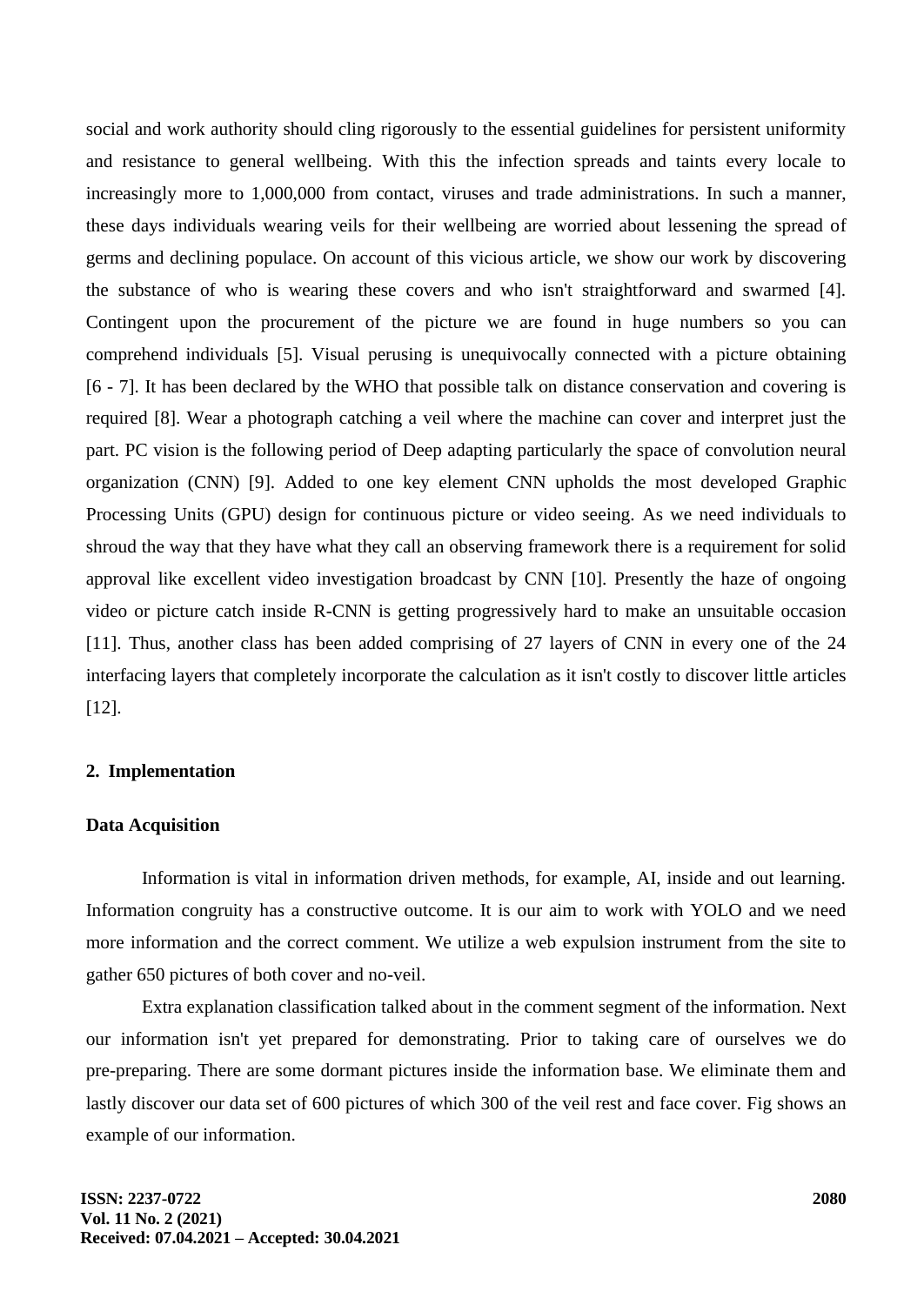social and work authority should cling rigorously to the essential guidelines for persistent uniformity and resistance to general wellbeing. With this the infection spreads and taints every locale to increasingly more to 1,000,000 from contact, viruses and trade administrations. In such a manner, these days individuals wearing veils for their wellbeing are worried about lessening the spread of germs and declining populace. On account of this vicious article, we show our work by discovering the substance of who is wearing these covers and who isn't straightforward and swarmed [4]. Contingent upon the procurement of the picture we are found in huge numbers so you can comprehend individuals [5]. Visual perusing is unequivocally connected with a picture obtaining [6 - 7]. It has been declared by the WHO that possible talk on distance conservation and covering is required [8]. Wear a photograph catching a veil where the machine can cover and interpret just the part. PC vision is the following period of Deep adapting particularly the space of convolution neural organization (CNN) [9]. Added to one key element CNN upholds the most developed Graphic Processing Units (GPU) design for continuous picture or video seeing. As we need individuals to shroud the way that they have what they call an observing framework there is a requirement for solid approval like excellent video investigation broadcast by CNN [10]. Presently the haze of ongoing video or picture catch inside R-CNN is getting progressively hard to make an unsuitable occasion [11]. Thus, another class has been added comprising of 27 layers of CNN in every one of the 24 interfacing layers that completely incorporate the calculation as it isn't costly to discover little articles [12].

## 2. Implementation

### Data Acquisition

Information is vital in information driven methods, for example, AI, inside and out learning. Information congruity has a constructive outcome. It is our aim to work with YOLO and we need more information and the correct comment. We utilize a web expulsion instrument from the site to gather 650 pictures of both cover and no-veil.

Extra explanation classification talked about in the comment segment of the information. Next our information isn't yet prepared for demonstrating. Prior to taking care of ourselves we do pre-preparing. There are some dormant pictures inside the information base. We eliminate them and lastly discover our data set of 600 pictures of which 300 of the veil rest and face cover. Fig shows an example of our information.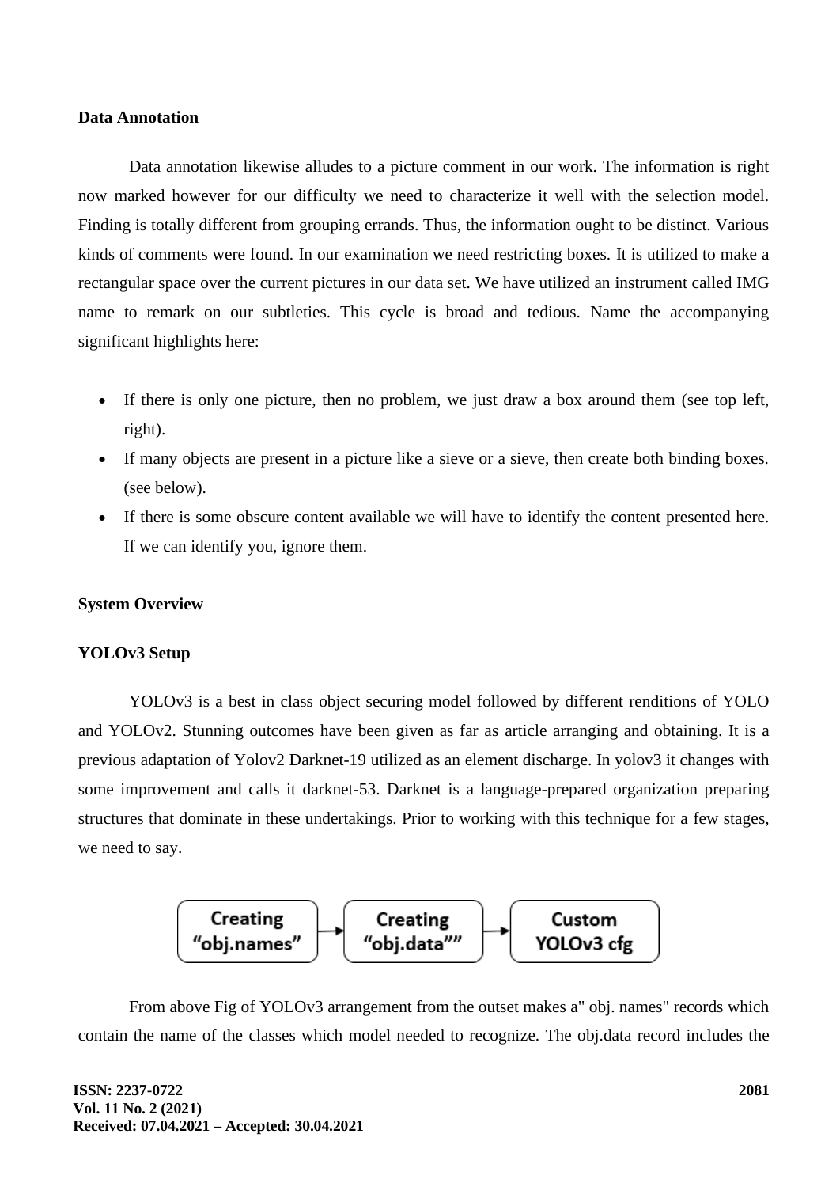**Data Annotation**

Data annotation likewise alludes to a picture comment in our work. The information is right now marked however for our difficulty we need to characterize it well with the selection model. Finding is totally different from grouping errands. Thus, the information ought to be distinct. Various kinds of comments were found. In our examination we need restricting boxes. It is utilized to make a rectangular space over the current pictures in our data set. We have utilized an instrument called IMG name to remark on our subtleties. This cycle is broad and tedious. Name the accompanying significant highlights here:

- If there is only one picture, then no problem, we just draw a box around them (see top left, right).
- If many objects are present in a picture like a sieve or a sieve, then create both binding boxes. (see below).
- If there is some obscure content available we will have to identify the content presented here. If we can identify you, ignore them.

**System Overview**

**YOLOv3 Setup**

YOLOv3 is a best in class object securing model followed by different renditions of YOLO and YOLOv2. Stunning outcomes have been given as far as article arranging and obtaining. It is a previous adaptation of Yolov2 Darknet-19 utilized as an element discharge. In yolov3 it changes with some improvement and calls it darknet-53. Darknet is a language-prepared organization preparing structures that dominate in these undertakings. Prior to working with this technique for a few stages, we need to say.

Creating "obj.names" → Creating "obj.data"" → Custom YOLOv3 cfg

From above Fig of YOLOv3 arrangement from the outset makes a" obj. names" records which contain the name of the classes which model needed to recognize. The obj.data record includes the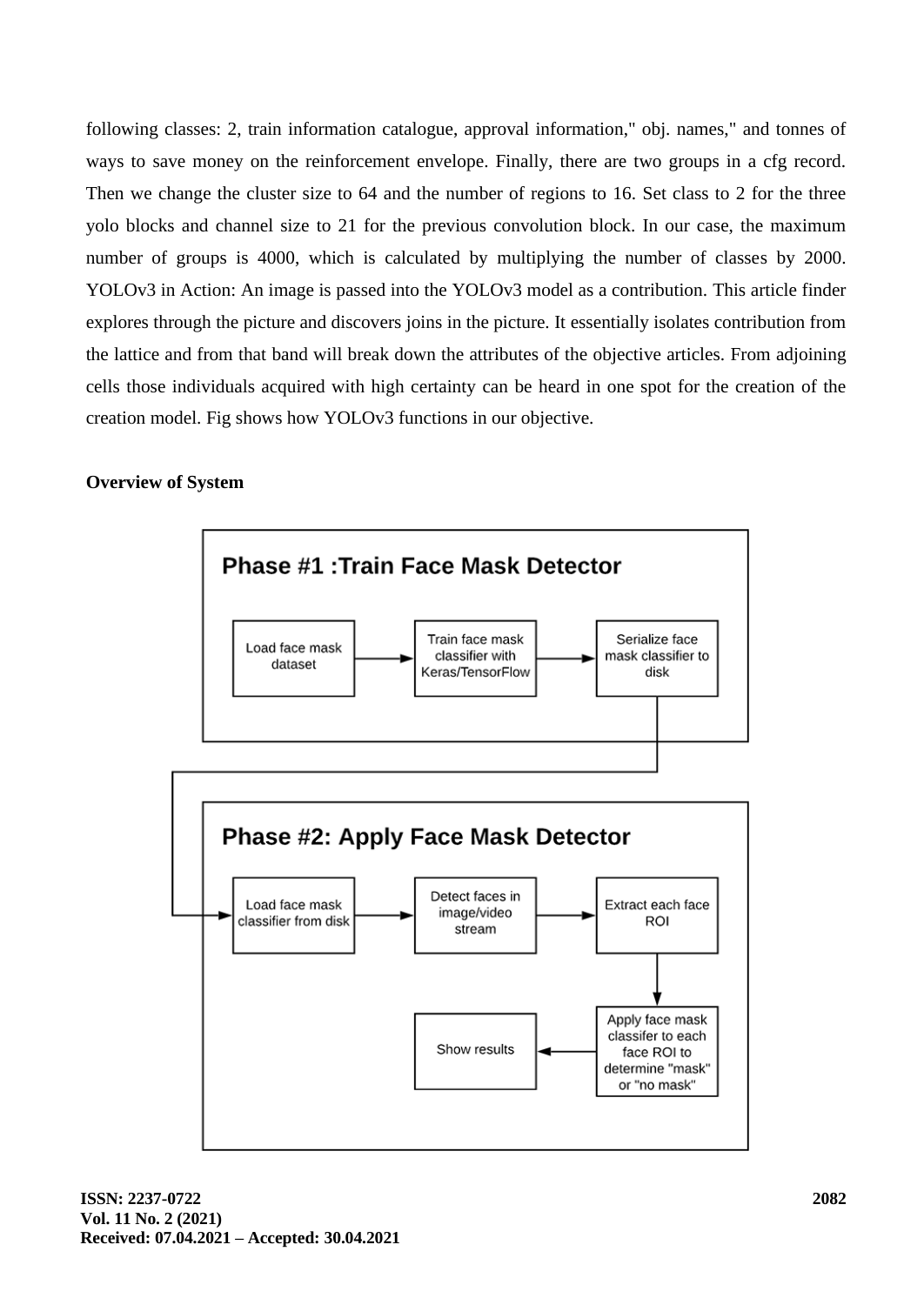following classes: 2, train information catalogue, approval information," obj. names," and tonnes of ways to save money on the reinforcement envelope. Finally, there are two groups in a cfg record. Then we change the cluster size to 64 and the number of regions to 16. Set class to 2 for the three yolo blocks and channel size to 21 for the previous convolution block. In our case, the maximum number of groups is 4000, which is calculated by multiplying the number of classes by 2000. YOLOv3 in Action: An image is passed into the YOLOv3 model as a contribution. This article finder explores through the picture and discovers joins in the picture. It essentially isolates contribution from the lattice and from that band will break down the attributes of the objective articles. From adjoining cells those individuals acquired with high certainty can be heard in one spot for the creation of the creation model. Fig shows how YOLOv3 functions in our objective.

**Overview of System**

**Phase #1 :Train Face Mask Detector**

Load face mask dataset → Train face mask classifier with Keras/TensorFlow → Serialize face mask classifier to disk

**Phase #2: Apply Face Mask Detector**

Load face mask classifier from disk → Detect faces in image/video stream → Extract each face ROI → Apply face mask classifer to each face ROI to determine "mask" or "no mask" → Show results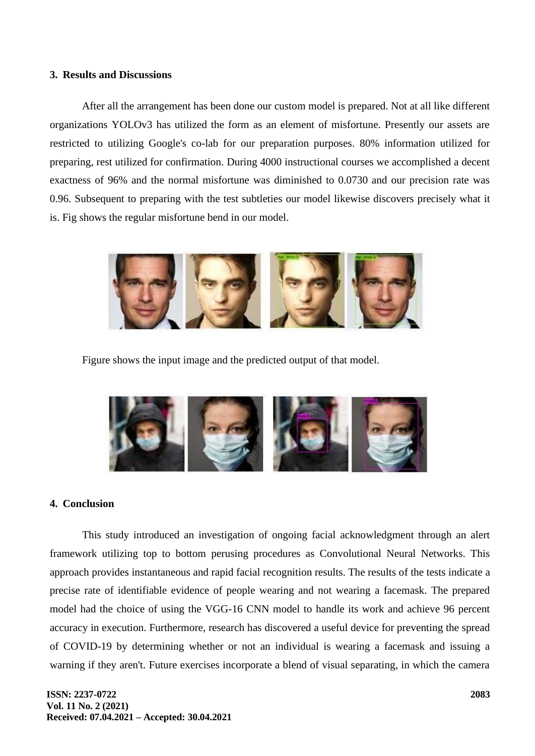## 3. Results and Discussions

After all the arrangement has been done our custom model is prepared. Not at all like different organizations YOLOv3 has utilized the form as an element of misfortune. Presently our assets are restricted to utilizing Google's co-lab for our preparation purposes. 80% information utilized for preparing, rest utilized for confirmation. During 4000 instructional courses we accomplished a decent exactness of 96% and the normal misfortune was diminished to 0.0730 and our precision rate was 0.96. Subsequent to preparing with the test subtleties our model likewise discovers precisely what it is. Fig shows the regular misfortune bend in our model.

Figure shows the input image and the predicted output of that model.

## 4. Conclusion

This study introduced an investigation of ongoing facial acknowledgment through an alert framework utilizing top to bottom perusing procedures as Convolutional Neural Networks. This approach provides instantaneous and rapid facial recognition results. The results of the tests indicate a precise rate of identifiable evidence of people wearing and not wearing a facemask. The prepared model had the choice of using the VGG-16 CNN model to handle its work and achieve 96 percent accuracy in execution. Furthermore, research has discovered a useful device for preventing the spread of COVID-19 by determining whether or not an individual is wearing a facemask and issuing a warning if they aren't. Future exercises incorporate a blend of visual separating, in which the camera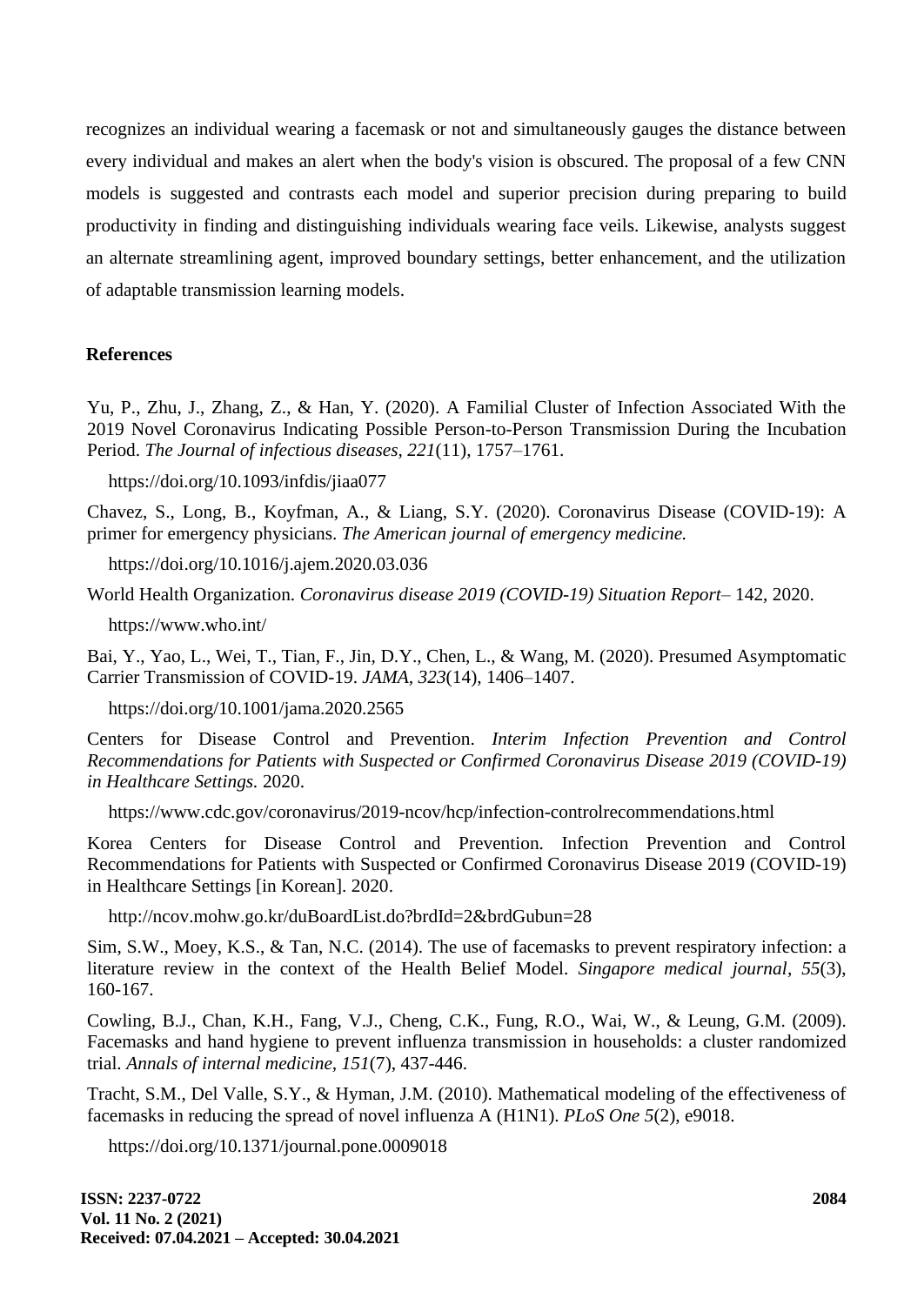recognizes an individual wearing a facemask or not and simultaneously gauges the distance between every individual and makes an alert when the body's vision is obscured. The proposal of a few CNN models is suggested and contrasts each model and superior precision during preparing to build productivity in finding and distinguishing individuals wearing face veils. Likewise, analysts suggest an alternate streamlining agent, improved boundary settings, better enhancement, and the utilization of adaptable transmission learning models.

**References**

Yu, P., Zhu, J., Zhang, Z., & Han, Y. (2020). A Familial Cluster of Infection Associated With the 2019 Novel Coronavirus Indicating Possible Person-to-Person Transmission During the Incubation Period. *The Journal of infectious diseases*, *221*(11), 1757–1761.

https://doi.org/10.1093/infdis/jiaa077

Chavez, S., Long, B., Koyfman, A., & Liang, S.Y. (2020). Coronavirus Disease (COVID-19): A primer for emergency physicians. *The American journal of emergency medicine.*

https://doi.org/10.1016/j.ajem.2020.03.036

World Health Organization. *Coronavirus disease 2019 (COVID-19) Situation Report*– 142, 2020.

https://www.who.int/

Bai, Y., Yao, L., Wei, T., Tian, F., Jin, D.Y., Chen, L., & Wang, M. (2020). Presumed Asymptomatic Carrier Transmission of COVID-19. *JAMA*, *323*(14), 1406–1407.

https://doi.org/10.1001/jama.2020.2565

Centers for Disease Control and Prevention. *Interim Infection Prevention and Control Recommendations for Patients with Suspected or Confirmed Coronavirus Disease 2019 (COVID-19) in Healthcare Settings.* 2020.

https://www.cdc.gov/coronavirus/2019-ncov/hcp/infection-controlrecommendations.html

Korea Centers for Disease Control and Prevention. Infection Prevention and Control Recommendations for Patients with Suspected or Confirmed Coronavirus Disease 2019 (COVID-19) in Healthcare Settings [in Korean]. 2020.

http://ncov.mohw.go.kr/duBoardList.do?brdId=2&brdGubun=28

Sim, S.W., Moey, K.S., & Tan, N.C. (2014). The use of facemasks to prevent respiratory infection: a literature review in the context of the Health Belief Model. *Singapore medical journal*, *55*(3), 160-167.

Cowling, B.J., Chan, K.H., Fang, V.J., Cheng, C.K., Fung, R.O., Wai, W., & Leung, G.M. (2009). Facemasks and hand hygiene to prevent influenza transmission in households: a cluster randomized trial. *Annals of internal medicine*, *151*(7), 437-446.

Tracht, S.M., Del Valle, S.Y., & Hyman, J.M. (2010). Mathematical modeling of the effectiveness of facemasks in reducing the spread of novel influenza A (H1N1). *PLoS One 5*(2), e9018.

https://doi.org/10.1371/journal.pone.0009018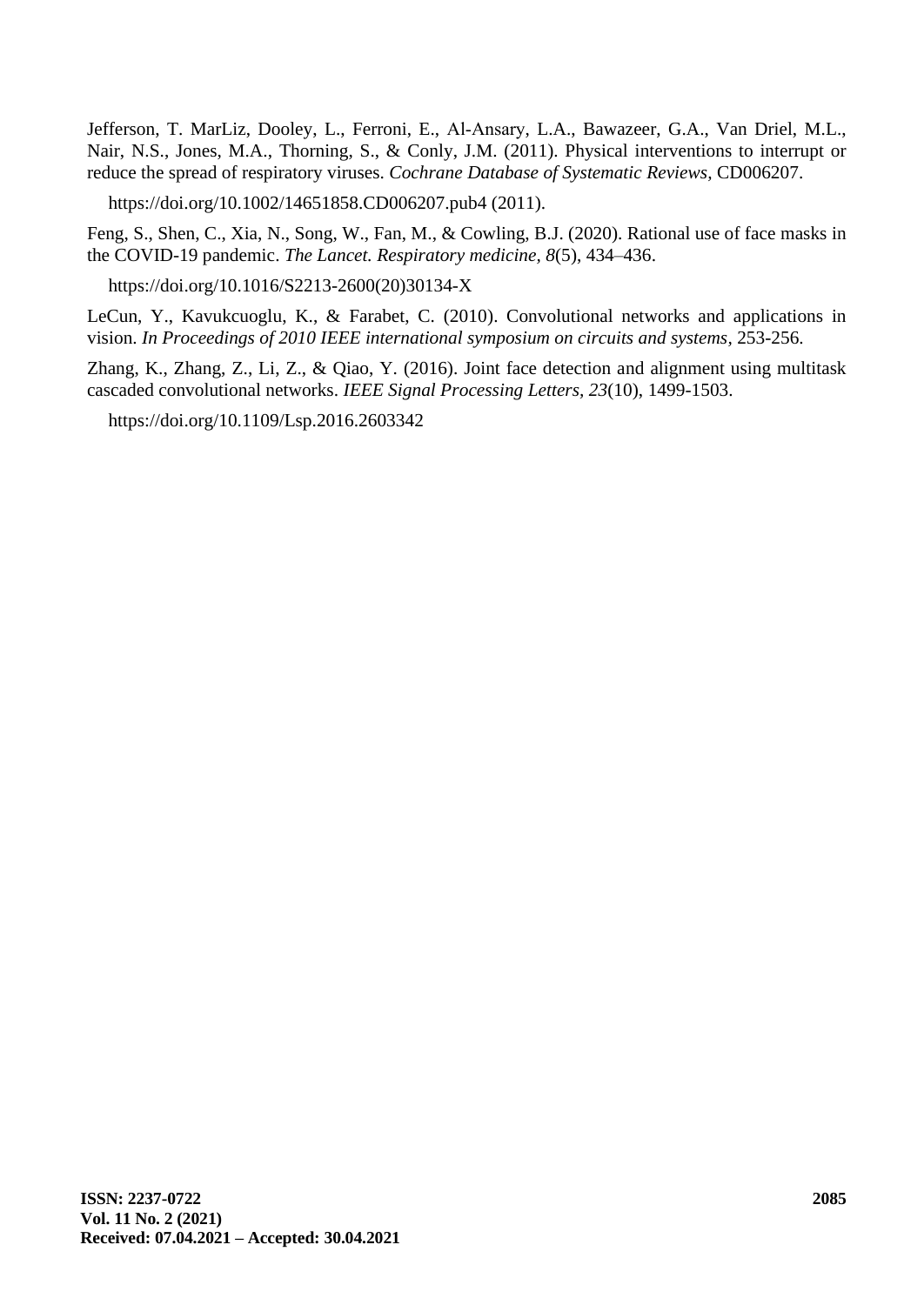Jefferson, T. MarLiz, Dooley, L., Ferroni, E., Al-Ansary, L.A., Bawazeer, G.A., Van Driel, M.L., Nair, N.S., Jones, M.A., Thorning, S., & Conly, J.M. (2011). Physical interventions to interrupt or reduce the spread of respiratory viruses. *Cochrane Database of Systematic Reviews,* CD006207.

https://doi.org/10.1002/14651858.CD006207.pub4 (2011).

Feng, S., Shen, C., Xia, N., Song, W., Fan, M., & Cowling, B.J. (2020). Rational use of face masks in the COVID-19 pandemic. *The Lancet. Respiratory medicine, 8*(5), 434–436.

https://doi.org/10.1016/S2213-2600(20)30134-X

LeCun, Y., Kavukcuoglu, K., & Farabet, C. (2010). Convolutional networks and applications in vision. *In Proceedings of 2010 IEEE international symposium on circuits and systems*, 253-256.

Zhang, K., Zhang, Z., Li, Z., & Qiao, Y. (2016). Joint face detection and alignment using multitask cascaded convolutional networks. *IEEE Signal Processing Letters*, *23*(10), 1499-1503.

https://doi.org/10.1109/Lsp.2016.2603342